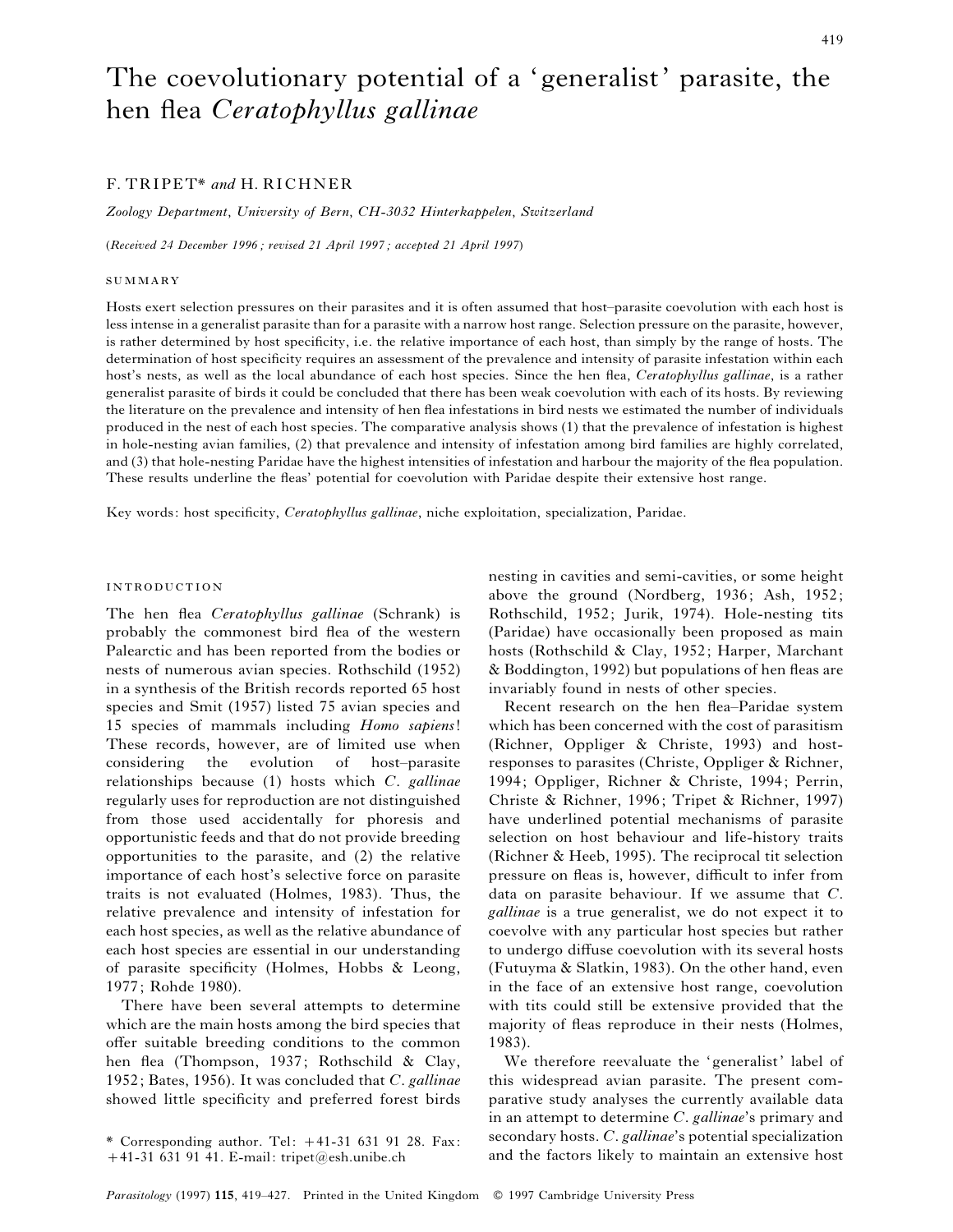# The coevolutionary potential of a 'generalist' parasite, the hen flea *Ceratophyllus gallinae*

F. TRIPET* *and* H. RICHNER

*Zoology Department, University of Bern, CH-3032 Hinterkappelen, Switzerland*

(*Received 24 December 1996; revised 21 April 1997; accepted 21 April 1997*)

## SUMMARY

Hosts exert selection pressures on their parasites and it is often assumed that host–parasite coevolution with each host is less intense in a generalist parasite than for a parasite with a narrow host range. Selection pressure on the parasite, however, is rather determined by host specificity, i.e. the relative importance of each host, than simply by the range of hosts. The determination of host specificity requires an assessment of the prevalence and intensity of parasite infestation within each host's nests, as well as the local abundance of each host species. Since the hen flea, *Ceratophyllus gallinae*, is a rather generalist parasite of birds it could be concluded that there has been weak coevolution with each of its hosts. By reviewing the literature on the prevalence and intensity of hen flea infestations in bird nests we estimated the number of individuals produced in the nest of each host species. The comparative analysis shows (1) that the prevalence of infestation is highest in hole-nesting avian families, (2) that prevalence and intensity of infestation among bird families are highly correlated, and (3) that hole-nesting Paridae have the highest intensities of infestation and harbour the majority of the flea population. These results underline the fleas' potential for coevolution with Paridae despite their extensive host range.

Key words: host specificity, *Ceratophyllus gallinae*, niche exploitation, specialization, Paridae.

## INTRODUCTION

The hen flea *Ceratophyllus gallinae* (Schrank) is probably the commonest bird flea of the western Palearctic and has been reported from the bodies or nests of numerous avian species. Rothschild (1952) in a synthesis of the British records reported 65 host species and Smit (1957) listed 75 avian species and 15 species of mammals including *Homo sapiens*! These records, however, are of limited use when considering the evolution of host–parasite relationships because (1) hosts which *C. gallinae* regularly uses for reproduction are not distinguished from those used accidentally for phoresis and opportunistic feeds and that do not provide breeding opportunities to the parasite, and (2) the relative importance of each host's selective force on parasite traits is not evaluated (Holmes, 1983). Thus, the relative prevalence and intensity of infestation for each host species, as well as the relative abundance of each host species are essential in our understanding of parasite specificity (Holmes, Hobbs & Leong, 1977; Rohde 1980).

There have been several attempts to determine which are the main hosts among the bird species that offer suitable breeding conditions to the common hen flea (Thompson, 1937; Rothschild & Clay, 1952; Bates, 1956). It was concluded that *C. gallinae* showed little specificity and preferred forest birds nesting in cavities and semi-cavities, or some height above the ground (Nordberg, 1936; Ash, 1952; Rothschild, 1952; Jurik, 1974). Hole-nesting tits (Paridae) have occasionally been proposed as main hosts (Rothschild & Clay, 1952; Harper, Marchant & Boddington, 1992) but populations of hen fleas are invariably found in nests of other species.

Recent research on the hen flea–Paridae system which has been concerned with the cost of parasitism (Richner, Oppliger & Christe, 1993) and host-responses to parasites (Christe, Oppliger & Richner, 1994; Oppliger, Richner & Christe, 1994; Perrin, Christe & Richner, 1996; Tripet & Richner, 1997) have underlined potential mechanisms of parasite selection on host behaviour and life-history traits (Richner & Heeb, 1995). The reciprocal tit selection pressure on fleas is, however, difficult to infer from data on parasite behaviour. If we assume that *C. gallinae* is a true generalist, we do not expect it to coevolve with any particular host species but rather to undergo diffuse coevolution with its several hosts (Futuyma & Slatkin, 1983). On the other hand, even in the face of an extensive host range, coevolution with tits could still be extensive provided that the majority of fleas reproduce in their nests (Holmes, 1983).

We therefore reevaluate the 'generalist' label of this widespread avian parasite. The present comparative study analyses the currently available data in an attempt to determine *C. gallinae*'s primary and secondary hosts. *C. gallinae*'s potential specialization and the factors likely to maintain an extensive host

\* Corresponding author. Tel: +41-31 631 91 28. Fax: +41-31 631 91 41. E-mail: tripet@esh.unibe.ch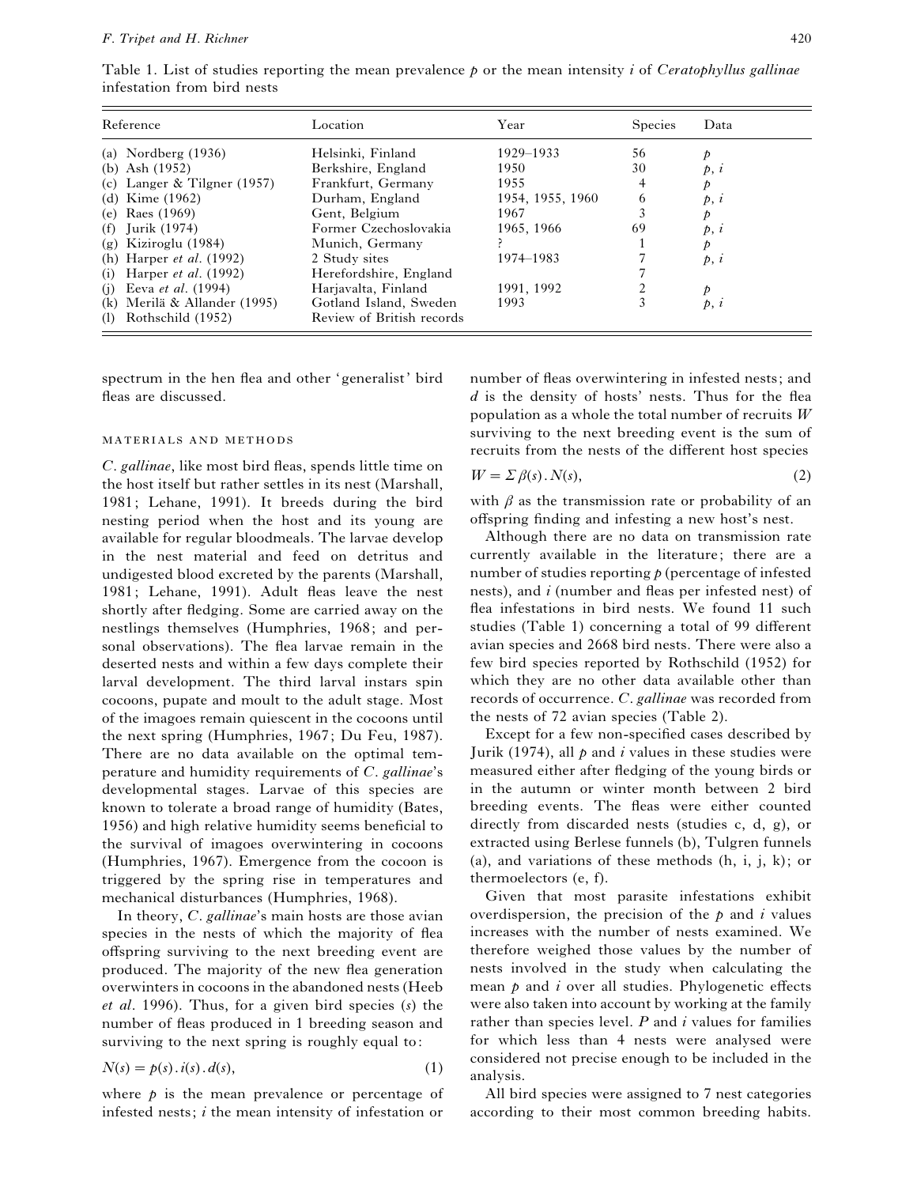Table 1. List of studies reporting the mean prevalence $p$ or the mean intensity $i$ of *Ceratophyllus gallinae* infestation from bird nests

| Reference | Location | Year | Species | Data |
|---|---|---|---|---|
| (a) Nordberg (1936) | Helsinki, Finland | 1929–1933 | 56 | $p$ |
| (b) Ash (1952) | Berkshire, England | 1950 | 30 | $p$, $i$ |
| (c) Langer & Tilgner (1957) | Frankfurt, Germany | 1955 | 4 | $p$ |
| (d) Kime (1962) | Durham, England | 1954, 1955, 1960 | 6 | $p$, $i$ |
| (e) Raes (1969) | Gent, Belgium | 1967 | 3 | $p$ |
| (f) Jurik (1974) | Former Czechoslovakia | 1965, 1966 | 69 | $p$, $i$ |
| (g) Kiziroglu (1984) | Munich, Germany | ? | 1 | $p$ |
| (h) Harper *et al*. (1992) | 2 Study sites | 1974–1983 | 7 | $p$, $i$ |
| (i) Harper *et al*. (1992) | Herefordshire, England | | 7 | |
| (j) Eeva *et al*. (1994) | Harjavalta, Finland | 1991, 1992 | 2 | $p$ |
| (k) Merilä & Allander (1995) | Gotland Island, Sweden | 1993 | 3 | $p$, $i$ |
| (l) Rothschild (1952) | Review of British records | | | |

spectrum in the hen flea and other 'generalist' bird fleas are discussed.

## MATERIALS AND METHODS

*C. gallinae*, like most bird fleas, spends little time on the host itself but rather settles in its nest (Marshall, 1981; Lehane, 1991). It breeds during the bird nesting period when the host and its young are available for regular bloodmeals. The larvae develop in the nest material and feed on detritus and undigested blood excreted by the parents (Marshall, 1981; Lehane, 1991). Adult fleas leave the nest shortly after fledging. Some are carried away on the nestlings themselves (Humphries, 1968; and personal observations). The flea larvae remain in the deserted nests and within a few days complete their larval development. The third larval instars spin cocoons, pupate and moult to the adult stage. Most of the imagoes remain quiescent in the cocoons until the next spring (Humphries, 1967; Du Feu, 1987). There are no data available on the optimal temperature and humidity requirements of *C. gallinae*'s developmental stages. Larvae of this species are known to tolerate a broad range of humidity (Bates, 1956) and high relative humidity seems beneficial to the survival of imagoes overwintering in cocoons (Humphries, 1967). Emergence from the cocoon is triggered by the spring rise in temperatures and mechanical disturbances (Humphries, 1968).

In theory, *C. gallinae*'s main hosts are those avian species in the nests of which the majority of flea offspring surviving to the next breeding event are produced. The majority of the new flea generation overwinters in cocoons in the abandoned nests (Heeb *et al*. 1996). Thus, for a given bird species ($s$) the number of fleas produced in 1 breeding season and surviving to the next spring is roughly equal to:

$$N(s) = p(s) . i(s) . d(s), \tag{1}$$

where $p$ is the mean prevalence or percentage of infested nests; $i$ the mean intensity of infestation or number of fleas overwintering in infested nests; and $d$ is the density of hosts' nests. Thus for the flea population as a whole the total number of recruits $W$ surviving to the next breeding event is the sum of recruits from the nests of the different host species

$$W = \Sigma \beta(s) . N(s), \tag{2}$$

with $\beta$ as the transmission rate or probability of an offspring finding and infesting a new host's nest.

Although there are no data on transmission rate currently available in the literature; there are a number of studies reporting $p$ (percentage of infested nests), and $i$ (number and fleas per infested nest) of flea infestations in bird nests. We found 11 such studies (Table 1) concerning a total of 99 different avian species and 2668 bird nests. There were also a few bird species reported by Rothschild (1952) for which they are no other data available other than records of occurrence. *C. gallinae* was recorded from the nests of 72 avian species (Table 2).

Except for a few non-specified cases described by Jurik (1974), all $p$ and $i$ values in these studies were measured either after fledging of the young birds or in the autumn or winter month between 2 bird breeding events. The fleas were either counted directly from discarded nests (studies c, d, g), or extracted using Berlese funnels (b), Tulgren funnels (a), and variations of these methods (h, i, j, k); or thermoelectors (e, f).

Given that most parasite infestations exhibit overdispersion, the precision of the $p$ and $i$ values increases with the number of nests examined. We therefore weighed those values by the number of nests involved in the study when calculating the mean $p$ and $i$ over all studies. Phylogenetic effects were also taken into account by working at the family rather than species level. $P$ and $i$ values for families for which less than 4 nests were analysed were considered not precise enough to be included in the analysis.

All bird species were assigned to 7 nest categories according to their most common breeding habits.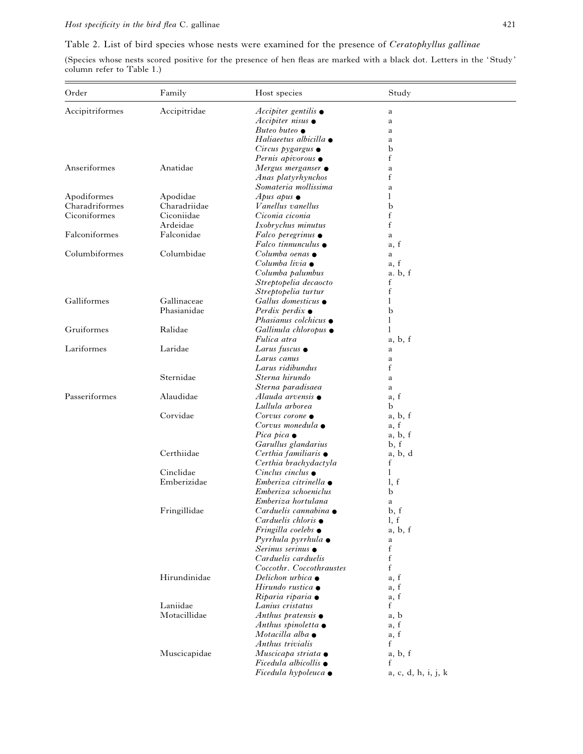Table 2. List of bird species whose nests were examined for the presence of *Ceratophyllus gallinae*

(Species whose nests scored positive for the presence of hen fleas are marked with a black dot. Letters in the 'Study' column refer to Table 1.)

| Order | Family | Host species | Study |
|---|---|---|---|
| Accipitriformes | Accipitridae | *Accipiter gentilis* ● | a |
| | | *Accipiter nisus* ● | a |
| | | *Buteo buteo* ● | a |
| | | *Haliaeetus albicilla* ● | a |
| | | *Circus pygargus* ● | b |
| | | *Pernis apivorous* ● | f |
| Anseriformes | Anatidae | *Mergus merganser* ● | a |
| | | *Anas platyrhynchos* | f |
| | | *Somateria mollissima* | a |
| Apodiformes | Apodidae | *Apus apus* ● | l |
| Charadriformes | Charadriidae | *Vanellus vanellus* | b |
| Ciconiformes | Ciconiidae | *Ciconia ciconia* | f |
| | Ardeidae | *Ixobrychus minutus* | f |
| Falconiformes | Falconidae | *Falco peregrinus* ● | a |
| | | *Falco tinnunculus* ● | a, f |
| Columbiformes | Columbidae | *Columba oenas* ● | a |
| | | *Columba livia* ● | a, f |
| | | *Columba palumbus* | a. b, f |
| | | *Streptopelia decaocto* | f |
| | | *Streptopelia turtur* | f |
| Galliformes | Gallinaceae | *Gallus domesticus* ● | l |
| | Phasianidae | *Perdix perdix* ● | b |
| | | *Phasianus colchicus* ● | l |
| Gruiformes | Ralidae | *Gallinula chloropus* ● | l |
| | | *Fulica atra* | a, b, f |
| Lariformes | Laridae | *Larus fuscus* ● | a |
| | | *Larus canus* | a |
| | | *Larus ridibundus* | f |
| | Sternidae | *Sterna hirundo* | a |
| | | *Sterna paradisaea* | a |
| Passeriformes | Alaudidae | *Alauda arvensis* ● | a, f |
| | | *Lullula arborea* | b |
| | Corvidae | *Corvus corone* ● | a, b, f |
| | | *Corvus monedula* ● | a, f |
| | | *Pica pica* ● | a, b, f |
| | | *Garullus glandarius* | b, f |
| | Certhiidae | *Certhia familiaris* ● | a, b, d |
| | | *Certhia brachydactyla* | f |
| | Cinclidae | *Cinclus cinclus* ● | l |
| | Emberizidae | *Emberiza citrinella* ● | l, f |
| | | *Emberiza schoeniclus* | b |
| | | *Emberiza hortulana* | a |
| | Fringillidae | *Carduelis cannabina* ● | b, f |
| | | *Carduelis chloris* ● | l, f |
| | | *Fringilla coelebs* ● | a, b, f |
| | | *Pyrrhula pyrrhula* ● | a |
| | | *Serinus serinus* ● | f |
| | | *Carduelis carduelis* | f |
| | | *Coccothr. Coccothraustes* | f |
| | Hirundinidae | *Delichon urbica* ● | a, f |
| | | *Hirundo rustica* ● | a, f |
| | | *Riparia riparia* ● | a, f |
| | Laniidae | *Lanius cristatus* | f |
| | Motacillidae | *Anthus pratensis* ● | a, b |
| | | *Anthus spinoletta* ● | a, f |
| | | *Motacilla alba* ● | a, f |
| | | *Anthus trivialis* | f |
| | Muscicapidae | *Muscicapa striata* ● | a, b, f |
| | | *Ficedula albicollis* ● | f |
| | | *Ficedula hypoleuca* ● | a, c, d, h, i, j, k |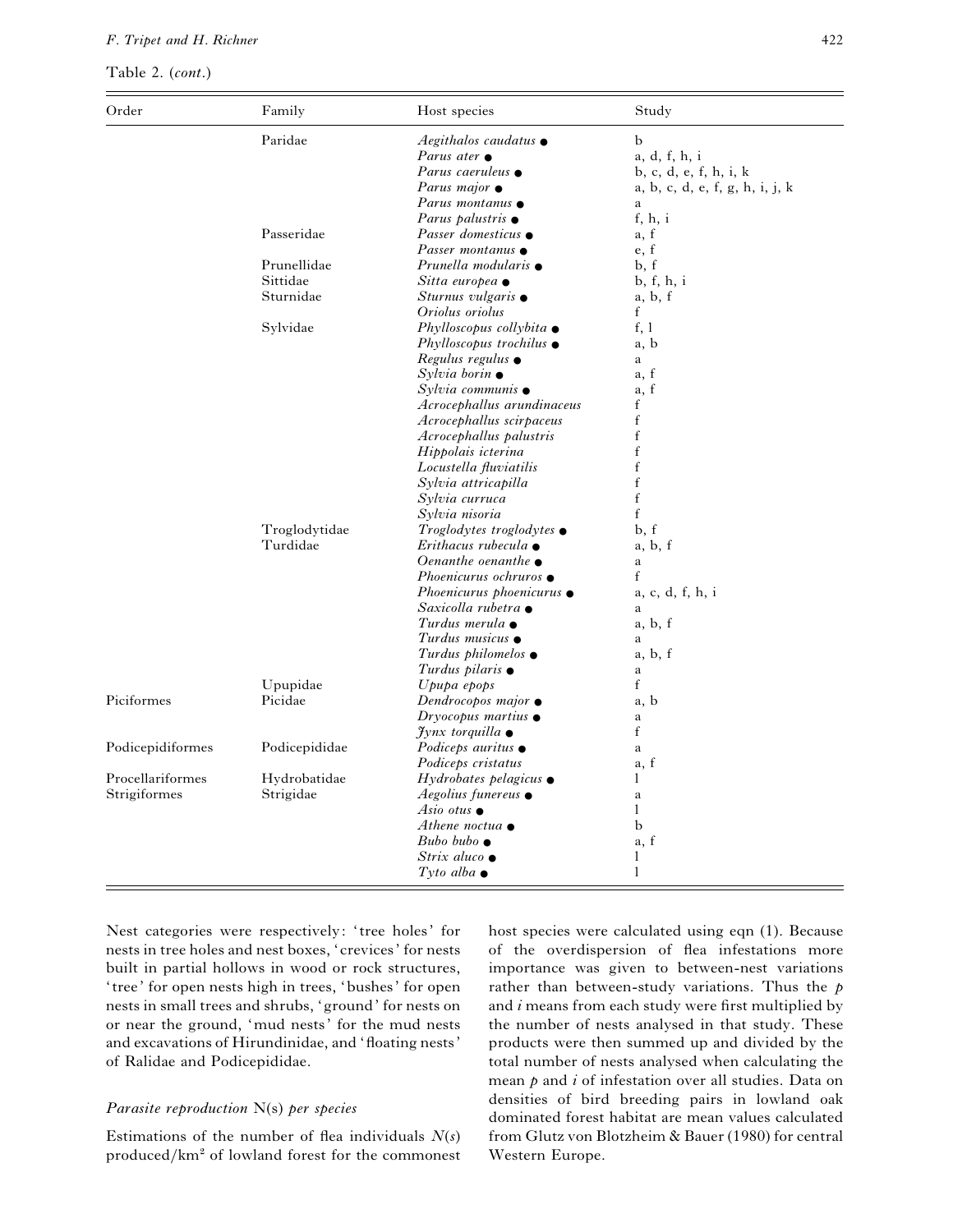Table 2. (*cont.*)

| Order | Family | Host species | Study |
|---|---|---|---|
| | Paridae | *Aegithalos caudatus* ● | b |
| | | *Parus ater* ● | a, d, f, h, i |
| | | *Parus caeruleus* ● | b, c, d, e, f, h, i, k |
| | | *Parus major* ● | a, b, c, d, e, f, g, h, i, j, k |
| | | *Parus montanus* ● | a |
| | | *Parus palustris* ● | f, h, i |
| | Passeridae | *Passer domesticus* ● | a, f |
| | | *Passer montanus* ● | e, f |
| | Prunellidae | *Prunella modularis* ● | b, f |
| | Sittidae | *Sitta europea* ● | b, f, h, i |
| | Sturnidae | *Sturnus vulgaris* ● | a, b, f |
| | | *Oriolus oriolus* | f |
| | Sylvidae | *Phylloscopus collybita* ● | f, l |
| | | *Phylloscopus trochilus* ● | a, b |
| | | *Regulus regulus* ● | a |
| | | *Sylvia borin* ● | a, f |
| | | *Sylvia communis* ● | a, f |
| | | *Acrocephallus arundinaceus* | f |
| | | *Acrocephallus scirpaceus* | f |
| | | *Acrocephallus palustris* | f |
| | | *Hippolais icterina* | f |
| | | *Locustella fluviatilis* | f |
| | | *Sylvia attricapilla* | f |
| | | *Sylvia curruca* | f |
| | | *Sylvia nisoria* | f |
| | Troglodytidae | *Troglodytes troglodytes* ● | b, f |
| | Turdidae | *Erithacus rubecula* ● | a, b, f |
| | | *Oenanthe oenanthe* ● | a |
| | | *Phoenicurus ochruros* ● | f |
| | | *Phoenicurus phoenicurus* ● | a, c, d, f, h, i |
| | | *Saxicolla rubetra* ● | a |
| | | *Turdus merula* ● | a, b, f |
| | | *Turdus musicus* ● | a |
| | | *Turdus philomelos* ● | a, b, f |
| | | *Turdus pilaris* ● | a |
| | Upupidae | *Upupa epops* | f |
| Piciformes | Picidae | *Dendrocopos major* ● | a, b |
| | | *Dryocopus martius* ● | a |
| | | *Jynx torquilla* ● | f |
| Podicepidiformes | Podicepididae | *Podiceps auritus* ● | a |
| | | *Podiceps cristatus* | a, f |
| Procellariformes | Hydrobatidae | *Hydrobates pelagicus* ● | l |
| Strigiformes | Strigidae | *Aegolius funereus* ● | a |
| | | *Asio otus* ● | l |
| | | *Athene noctua* ● | b |
| | | *Bubo bubo* ● | a, f |
| | | *Strix aluco* ● | l |
| | | *Tyto alba* ● | l |

Nest categories were respectively: 'tree holes' for nests in tree holes and nest boxes, 'crevices' for nests built in partial hollows in wood or rock structures, 'tree' for open nests high in trees, 'bushes' for open nests in small trees and shrubs, 'ground' for nests on or near the ground, 'mud nests' for the mud nests and excavations of Hirundinidae, and 'floating nests' of Ralidae and Podicepididae.

### *Parasite reproduction* N(s) *per species*

Estimations of the number of flea individuals $N(s)$ produced/km$^2$ of lowland forest for the commonest host species were calculated using eqn (1). Because of the overdispersion of flea infestations more importance was given to between-nest variations rather than between-study variations. Thus the $p$ and $i$ means from each study were first multiplied by the number of nests analysed in that study. These products were then summed up and divided by the total number of nests analysed when calculating the mean $p$ and $i$ of infestation over all studies. Data on densities of bird breeding pairs in lowland oak dominated forest habitat are mean values calculated from Glutz von Blotzheim & Bauer (1980) for central Western Europe.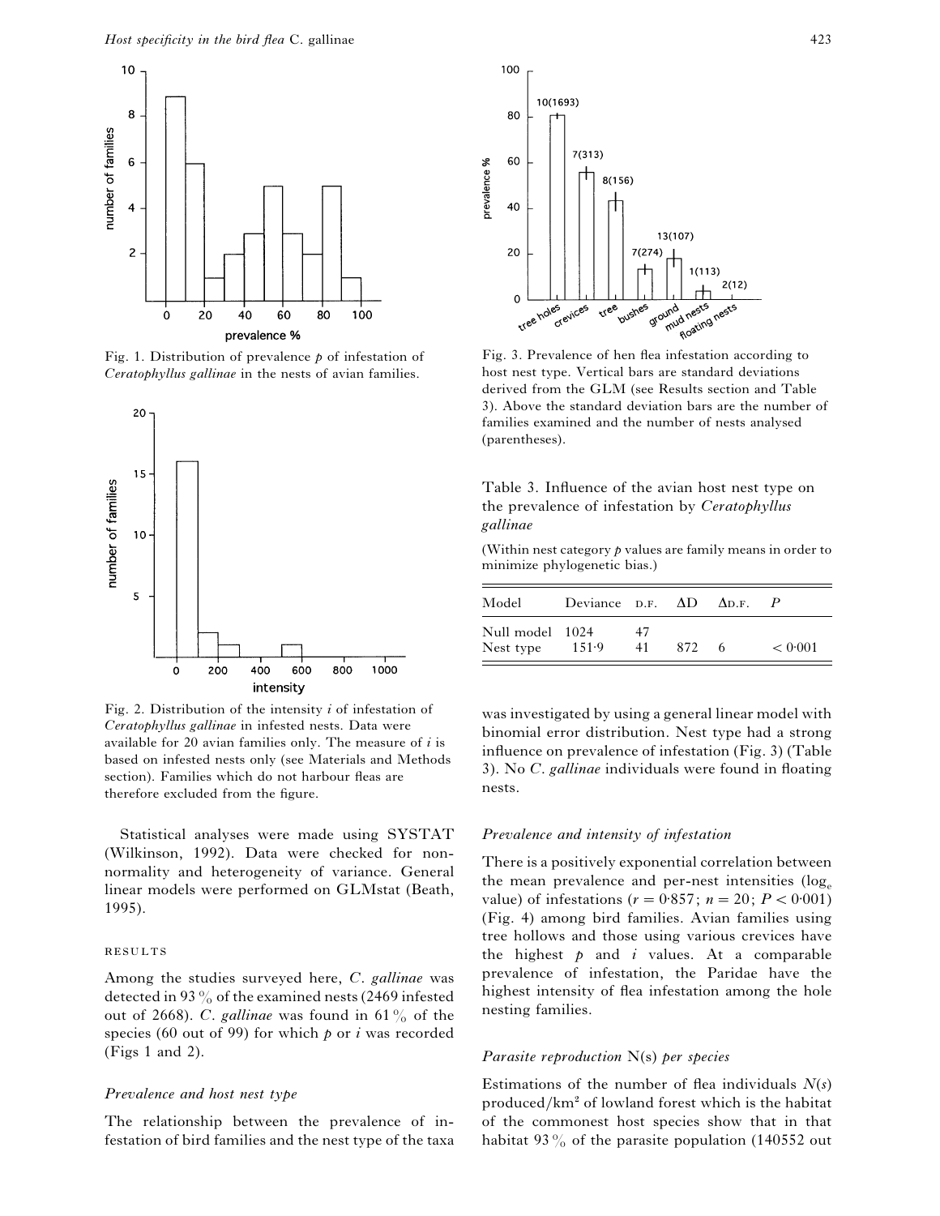Fig. 1. Distribution of prevalence $p$ of infestation of *Ceratophyllus gallinae* in the nests of avian families.

Fig. 2. Distribution of the intensity $i$ of infestation of *Ceratophyllus gallinae* in infested nests. Data were available for 20 avian families only. The measure of $i$ is based on infested nests only (see Materials and Methods section). Families which do not harbour fleas are therefore excluded from the figure.

Statistical analyses were made using SYSTAT (Wilkinson, 1992). Data were checked for non-normality and heterogeneity of variance. General linear models were performed on GLMstat (Beath, 1995).

## RESULTS

Among the studies surveyed here, *C. gallinae* was detected in 93 % of the examined nests (2469 infested out of 2668). *C. gallinae* was found in 61 % of the species (60 out of 99) for which $p$ or $i$ was recorded (Figs 1 and 2).

### *Prevalence and host nest type*

The relationship between the prevalence of infestation of bird families and the nest type of the taxa was investigated by using a general linear model with binomial error distribution. Nest type had a strong influence on prevalence of infestation (Fig. 3) (Table 3). No *C. gallinae* individuals were found in floating nests.

Fig. 3. Prevalence of hen flea infestation according to host nest type. Vertical bars are standard deviations derived from the GLM (see Results section and Table 3). Above the standard deviation bars are the number of families examined and the number of nests analysed (parentheses).

Table 3. Influence of the avian host nest type on the prevalence of infestation by *Ceratophyllus gallinae*

(Within nest category $p$ values are family means in order to minimize phylogenetic bias.)

| Model | Deviance | D.F. | ΔD | ΔD.F. | $P$ |
|---|---|---|---|---|---|
| Null model | 1024 | 47 | | | |
| Nest type | 151·9 | 41 | 872 | 6 | < 0·001 |

### *Prevalence and intensity of infestation*

There is a positively exponential correlation between the mean prevalence and per-nest intensities ($\log_e$ value) of infestations ($r = 0{\cdot}857$; $n = 20$; $P < 0{\cdot}001$) (Fig. 4) among bird families. Avian families using tree hollows and those using various crevices have the highest $p$ and $i$ values. At a comparable prevalence of infestation, the Paridae have the highest intensity of flea infestation among the hole nesting families.

### *Parasite reproduction* N(s) *per species*

Estimations of the number of flea individuals $N(s)$ produced/km² of lowland forest which is the habitat of the commonest host species show that in that habitat 93 % of the parasite population (140552 out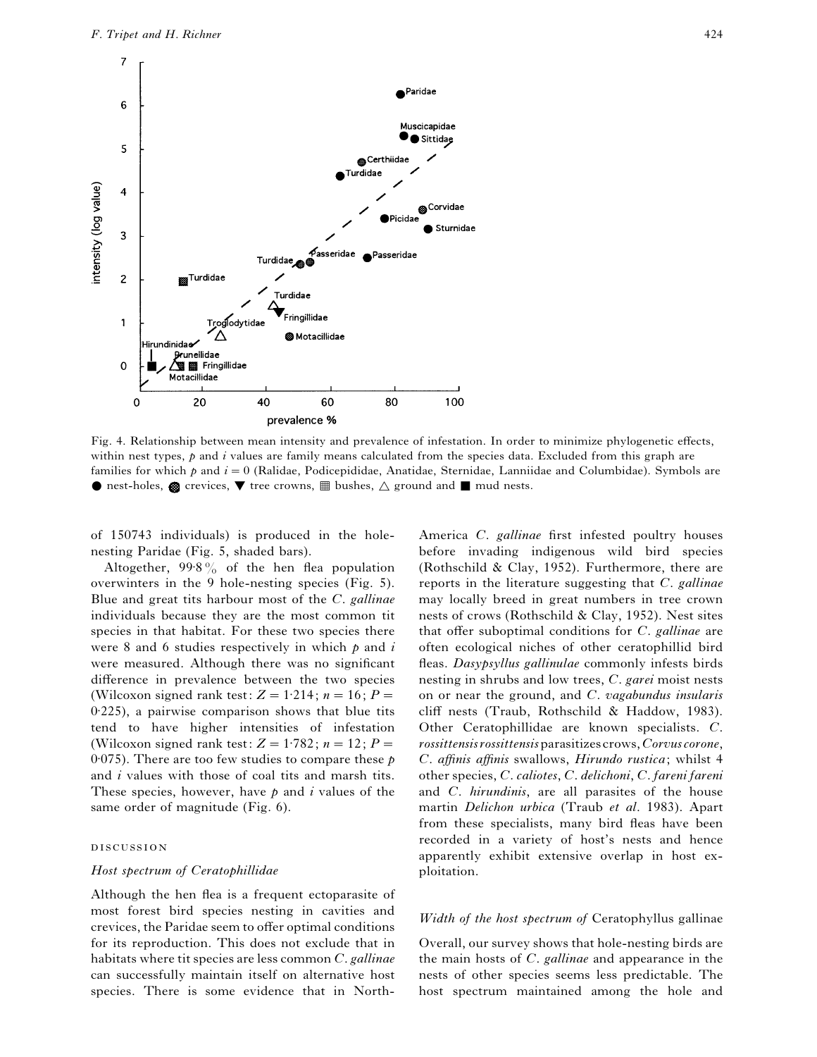Fig. 4. Relationship between mean intensity and prevalence of infestation. In order to minimize phylogenetic effects, within nest types, $p$ and $i$ values are family means calculated from the species data. Excluded from this graph are families for which $p$ and $i = 0$ (Ralidae, Podicepididae, Anatidae, Sternidae, Lanniidae and Columbidae). Symbols are ● nest-holes, ◍ crevices, ▼ tree crowns, ▦ bushes, △ ground and ■ mud nests.

of 150743 individuals) is produced in the hole-nesting Paridae (Fig. 5, shaded bars).

Altogether, 99·8% of the hen flea population overwinters in the 9 hole-nesting species (Fig. 5). Blue and great tits harbour most of the *C. gallinae* individuals because they are the most common tit species in that habitat. For these two species there were 8 and 6 studies respectively in which $p$ and $i$ were measured. Although there was no significant difference in prevalence between the two species (Wilcoxon signed rank test: $Z = 1{\cdot}214$; $n = 16$; $P = 0{\cdot}225$), a pairwise comparison shows that blue tits tend to have higher intensities of infestation (Wilcoxon signed rank test: $Z = 1{\cdot}782$; $n = 12$; $P = 0{\cdot}075$). There are too few studies to compare these $p$ and $i$ values with those of coal tits and marsh tits. These species, however, have $p$ and $i$ values of the same order of magnitude (Fig. 6).

## DISCUSSION

### *Host spectrum of Ceratophillidae*

Although the hen flea is a frequent ectoparasite of most forest bird species nesting in cavities and crevices, the Paridae seem to offer optimal conditions for its reproduction. This does not exclude that in habitats where tit species are less common *C. gallinae* can successfully maintain itself on alternative host species. There is some evidence that in North-America *C. gallinae* first infested poultry houses before invading indigenous wild bird species (Rothschild & Clay, 1952). Furthermore, there are reports in the literature suggesting that *C. gallinae* may locally breed in great numbers in tree crown nests of crows (Rothschild & Clay, 1952). Nest sites that offer suboptimal conditions for *C. gallinae* are often ecological niches of other ceratophillid bird fleas. *Dasypsyllus gallinulae* commonly infests birds nesting in shrubs and low trees, *C. garei* moist nests on or near the ground, and *C. vagabundus insularis* cliff nests (Traub, Rothschild & Haddow, 1983). Other Ceratophillidae are known specialists. *C. rossittensis rossittensis* parasitizes crows, *Corvus corone*, *C. affinis affinis* swallows, *Hirundo rustica*; whilst 4 other species, *C. caliotes*, *C. delichoni*, *C. fareni fareni* and *C. hirundinis*, are all parasites of the house martin *Delichon urbica* (Traub *et al.* 1983). Apart from these specialists, many bird fleas have been recorded in a variety of host's nests and hence apparently exhibit extensive overlap in host exploitation.

### *Width of the host spectrum of* Ceratophyllus gallinae

Overall, our survey shows that hole-nesting birds are the main hosts of *C. gallinae* and appearance in the nests of other species seems less predictable. The host spectrum maintained among the hole and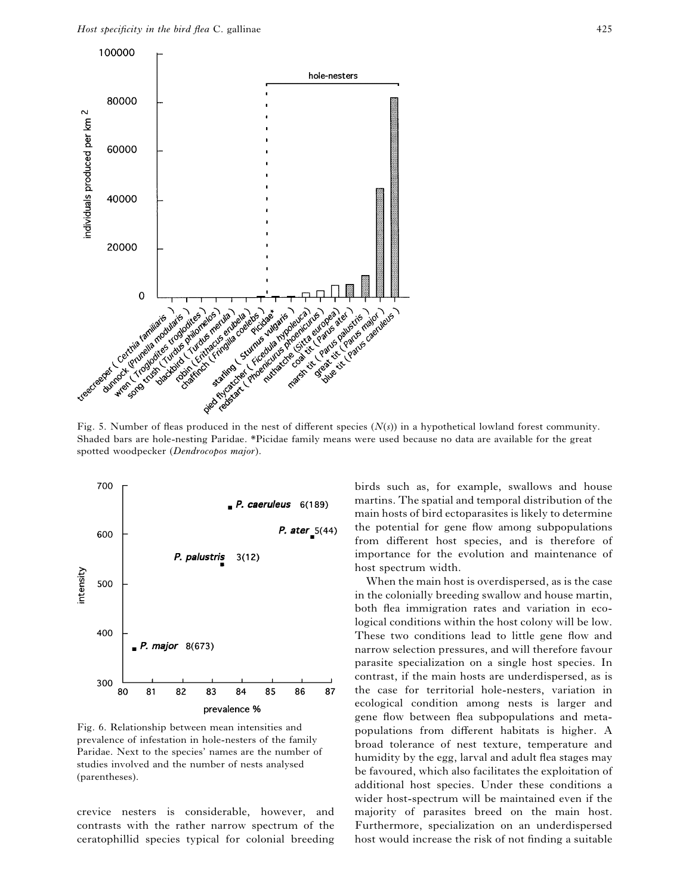Fig. 5. Number of fleas produced in the nest of different species ($N(s)$) in a hypothetical lowland forest community. Shaded bars are hole-nesting Paridae. *Picidae family means were used because no data are available for the great spotted woodpecker (*Dendrocopos major*).

Fig. 6. Relationship between mean intensities and prevalence of infestation in hole-nesters of the family Paridae. Next to the species' names are the number of studies involved and the number of nests analysed (parentheses).

crevice nesters is considerable, however, and contrasts with the rather narrow spectrum of the ceratophillid species typical for colonial breeding birds such as, for example, swallows and house martins. The spatial and temporal distribution of the main hosts of bird ectoparasites is likely to determine the potential for gene flow among subpopulations from different host species, and is therefore of importance for the evolution and maintenance of host spectrum width.

When the main host is overdispersed, as is the case in the colonially breeding swallow and house martin, both flea immigration rates and variation in ecological conditions within the host colony will be low. These two conditions lead to little gene flow and narrow selection pressures, and will therefore favour parasite specialization on a single host species. In contrast, if the main hosts are underdispersed, as is the case for territorial hole-nesters, variation in ecological condition among nests is larger and gene flow between flea subpopulations and metapopulations from different habitats is higher. A broad tolerance of nest texture, temperature and humidity by the egg, larval and adult flea stages may be favoured, which also facilitates the exploitation of additional host species. Under these conditions a wider host-spectrum will be maintained even if the majority of parasites breed on the main host. Furthermore, specialization on an underdispersed host would increase the risk of not finding a suitable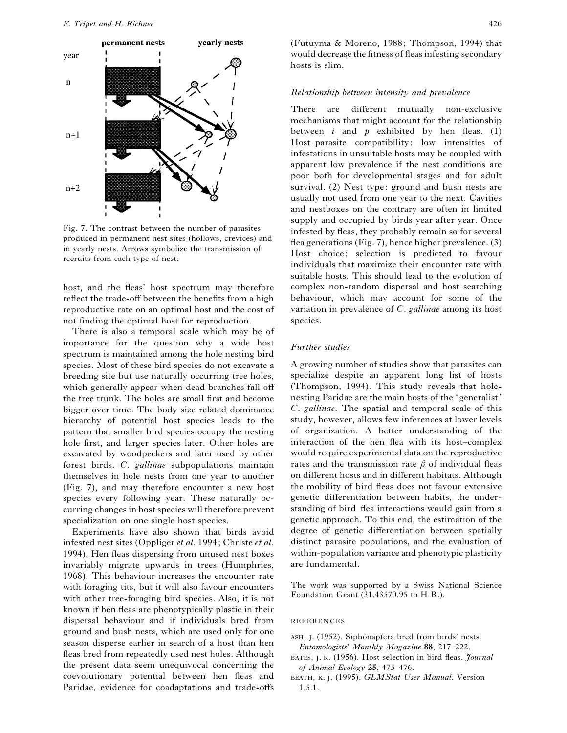permanent nests

yearly nests

year

n

n+1

n+2

Fig. 7. The contrast between the number of parasites produced in permanent nest sites (hollows, crevices) and in yearly nests. Arrows symbolize the transmission of recruits from each type of nest.

host, and the fleas' host spectrum may therefore reflect the trade-off between the benefits from a high reproductive rate on an optimal host and the cost of not finding the optimal host for reproduction.

There is also a temporal scale which may be of importance for the question why a wide host spectrum is maintained among the hole nesting bird species. Most of these bird species do not excavate a breeding site but use naturally occurring tree holes, which generally appear when dead branches fall off the tree trunk. The holes are small first and become bigger over time. The body size related dominance hierarchy of potential host species leads to the pattern that smaller bird species occupy the nesting hole first, and larger species later. Other holes are excavated by woodpeckers and later used by other forest birds. *C. gallinae* subpopulations maintain themselves in hole nests from one year to another (Fig. 7), and may therefore encounter a new host species every following year. These naturally occurring changes in host species will therefore prevent specialization on one single host species.

Experiments have also shown that birds avoid infested nest sites (Oppliger *et al*. 1994; Christe *et al*. 1994). Hen fleas dispersing from unused nest boxes invariably migrate upwards in trees (Humphries, 1968). This behaviour increases the encounter rate with foraging tits, but it will also favour encounters with other tree-foraging bird species. Also, it is not known if hen fleas are phenotypically plastic in their dispersal behaviour and if individuals bred from ground and bush nests, which are used only for one season disperse earlier in search of a host than hen fleas bred from repeatedly used nest holes. Although the present data seem unequivocal concerning the coevolutionary potential between hen fleas and Paridae, evidence for coadaptations and trade-offs (Futuyma & Moreno, 1988; Thompson, 1994) that would decrease the fitness of fleas infesting secondary hosts is slim.

### *Relationship between intensity and prevalence*

There are different mutually non-exclusive mechanisms that might account for the relationship between $i$ and $p$ exhibited by hen fleas. (1) Host–parasite compatibility: low intensities of infestations in unsuitable hosts may be coupled with apparent low prevalence if the nest conditions are poor both for developmental stages and for adult survival. (2) Nest type: ground and bush nests are usually not used from one year to the next. Cavities and nestboxes on the contrary are often in limited supply and occupied by birds year after year. Once infested by fleas, they probably remain so for several flea generations (Fig. 7), hence higher prevalence. (3) Host choice: selection is predicted to favour individuals that maximize their encounter rate with suitable hosts. This should lead to the evolution of complex non-random dispersal and host searching behaviour, which may account for some of the variation in prevalence of *C. gallinae* among its host species.

### *Further studies*

A growing number of studies show that parasites can specialize despite an apparent long list of hosts (Thompson, 1994). This study reveals that hole-nesting Paridae are the main hosts of the 'generalist' *C. gallinae*. The spatial and temporal scale of this study, however, allows few inferences at lower levels of organization. A better understanding of the interaction of the hen flea with its host–complex would require experimental data on the reproductive rates and the transmission rate $\beta$ of individual fleas on different hosts and in different habitats. Although the mobility of bird fleas does not favour extensive genetic differentiation between habits, the understanding of bird–flea interactions would gain from a genetic approach. To this end, the estimation of the degree of genetic differentiation between spatially distinct parasite populations, and the evaluation of within-population variance and phenotypic plasticity are fundamental.

The work was supported by a Swiss National Science Foundation Grant (31.43570.95 to H.R.).

## REFERENCES

- ASH, J. (1952). Siphonaptera bred from birds' nests. *Entomologists' Monthly Magazine* **88**, 217–222.
- BATES, J. K. (1956). Host selection in bird fleas. *Journal of Animal Ecology* **25**, 475–476.
- BEATH, K. J. (1995). *GLMStat User Manual*. Version 1.5.1.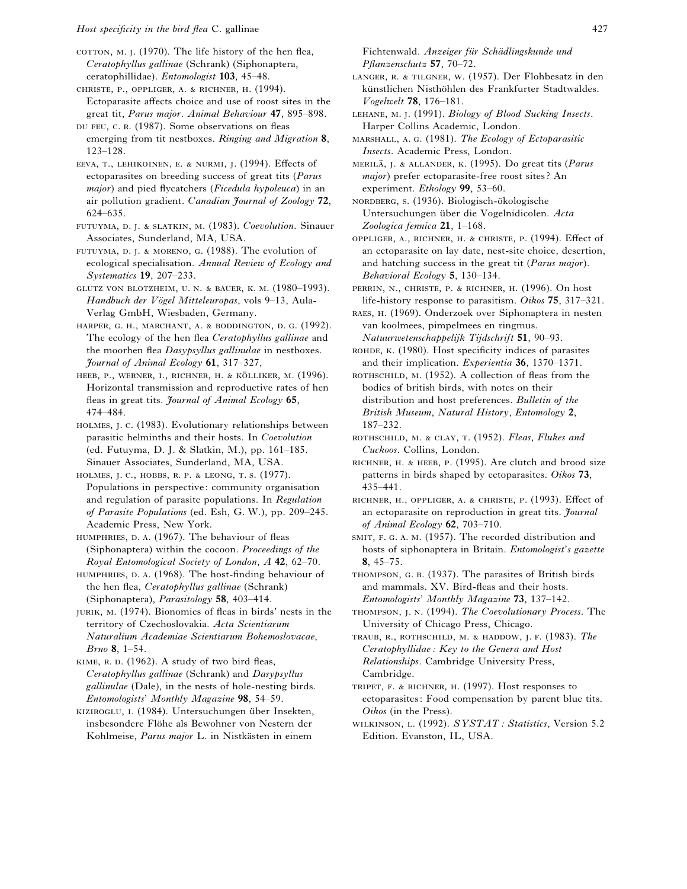Cotton, M. J. (1970). The life history of the hen flea, *Ceratophyllus gallinae* (Schrank) (Siphonaptera, ceratophillidae). *Entomologist* **103**, 45–48.

Christe, P., Oppliger, A. & Richner, H. (1994). Ectoparasite affects choice and use of roost sites in the great tit, *Parus major*. *Animal Behaviour* **47**, 895–898.

du Feu, C. R. (1987). Some observations on fleas emerging from tit nestboxes. *Ringing and Migration* **8**, 123–128.

Eeva, T., Lehikoinen, E. & Nurmi, J. (1994). Effects of ectoparasites on breeding success of great tits (*Parus major*) and pied flycatchers (*Ficedula hypoleuca*) in an air pollution gradient. *Canadian Journal of Zoology* **72**, 624–635.

Futuyma, D. J. & Slatkin, M. (1983). *Coevolution*. Sinauer Associates, Sunderland, MA, USA.

Futuyma, D. J. & Moreno, G. (1988). The evolution of ecological specialisation. *Annual Review of Ecology and Systematics* **19**, 207–233.

Glutz von Blotzheim, U. N. & Bauer, K. M. (1980–1993). *Handbuch der Vögel Mitteleuropas*, vols 9–13, Aula-Verlag GmbH, Wiesbaden, Germany.

Harper, G. H., Marchant, A. & Boddington, D. G. (1992). The ecology of the hen flea *Ceratophyllus gallinae* and the moorhen flea *Dasypsyllus gallinulae* in nestboxes. *Journal of Animal Ecology* **61**, 317–327,

Heeb, P., Werner, I., Richner, H. & Kölliker, M. (1996). Horizontal transmission and reproductive rates of hen fleas in great tits. *Journal of Animal Ecology* **65**, 474–484.

Holmes, J. C. (1983). Evolutionary relationships between parasitic helminths and their hosts. In *Coevolution* (ed. Futuyma, D. J. & Slatkin, M.), pp. 161–185. Sinauer Associates, Sunderland, MA, USA.

Holmes, J. C., Hobbs, R. P. & Leong, T. S. (1977). Populations in perspective: community organisation and regulation of parasite populations. In *Regulation of Parasite Populations* (ed. Esh, G. W.), pp. 209–245. Academic Press, New York.

Humphries, D. A. (1967). The behaviour of fleas (Siphonaptera) within the cocoon. *Proceedings of the Royal Entomological Society of London*, *A* **42**, 62–70.

Humphries, D. A. (1968). The host-finding behaviour of the hen flea, *Ceratophyllus gallinae* (Schrank) (Siphonaptera), *Parasitology* **58**, 403–414.

Jurik, M. (1974). Bionomics of fleas in birds' nests in the territory of Czechoslovakia. *Acta Scientiarum Naturalium Academiae Scientiarum Bohemoslovacae*, *Brno* **8**, 1–54.

Kime, R. D. (1962). A study of two bird fleas, *Ceratophyllus gallinae* (Schrank) and *Dasypsyllus gallinulae* (Dale), in the nests of hole-nesting birds. *Entomologists' Monthly Magazine* **98**, 54–59.

Kiziroglu, I. (1984). Untersuchungen über Insekten, insbesondere Flöhe als Bewohner von Nestern der Kohlmeise, *Parus major* L. in Nistkästen in einem Fichtenwald. *Anzeiger für Schädlingskunde und Pflanzenschutz* **57**, 70–72.

Langer, R. & Tilgner, W. (1957). Der Flohbesatz in den künstlichen Nisthöhlen des Frankfurter Stadtwaldes. *Vogelwelt* **78**, 176–181.

Lehane, M. J. (1991). *Biology of Blood Sucking Insects*. Harper Collins Academic, London.

Marshall, A. G. (1981). *The Ecology of Ectoparasitic Insects*. Academic Press, London.

Merilä, J. & Allander, K. (1995). Do great tits (*Parus major*) prefer ectoparasite-free roost sites? An experiment. *Ethology* **99**, 53–60.

Nordberg, S. (1936). Biologisch-ökologische Untersuchungen über die Vogelnidicolen. *Acta Zoologica fennica* **21**, 1–168.

Oppliger, A., Richner, H. & Christe, P. (1994). Effect of an ectoparasite on lay date, nest-site choice, desertion, and hatching success in the great tit (*Parus major*). *Behavioral Ecology* **5**, 130–134.

Perrin, N., Christe, P. & Richner, H. (1996). On host life-history response to parasitism. *Oikos* **75**, 317–321.

Raes, H. (1969). Onderzoek over Siphonaptera in nesten van koolmees, pimpelmees en ringmus. *Natuurwetenschappelijk Tijdschrift* **51**, 90–93.

Rohde, K. (1980). Host specificity indices of parasites and their implication. *Experientia* **36**, 1370–1371.

Rothschild, M. (1952). A collection of fleas from the bodies of british birds, with notes on their distribution and host preferences. *Bulletin of the British Museum*, *Natural History*, *Entomology* **2**, 187–232.

Rothschild, M. & Clay, T. (1952). *Fleas*, *Flukes and Cuckoos*. Collins, London.

Richner, H. & Heeb, P. (1995). Are clutch and brood size patterns in birds shaped by ectoparasites. *Oikos* **73**, 435–441.

Richner, H., Oppliger, A. & Christe, P. (1993). Effect of an ectoparasite on reproduction in great tits. *Journal of Animal Ecology* **62**, 703–710.

Smit, F. G. A. M. (1957). The recorded distribution and hosts of siphonaptera in Britain. *Entomologist's gazette* **8**, 45–75.

Thompson, G. B. (1937). The parasites of British birds and mammals. XV. Bird-fleas and their hosts. *Entomologists' Monthly Magazine* **73**, 137–142.

Thompson, J. N. (1994). *The Coevolutionary Process*. The University of Chicago Press, Chicago.

Traub, R., Rothschild, M. & Haddow, J. F. (1983). *The Ceratophyllidae: Key to the Genera and Host Relationships*. Cambridge University Press, Cambridge.

Tripet, F. & Richner, H. (1997). Host responses to ectoparasites: Food compensation by parent blue tits. *Oikos* (in the Press).

Wilkinson, L. (1992). *SYSTAT: Statistics,* Version 5.2 Edition. Evanston, IL, USA.